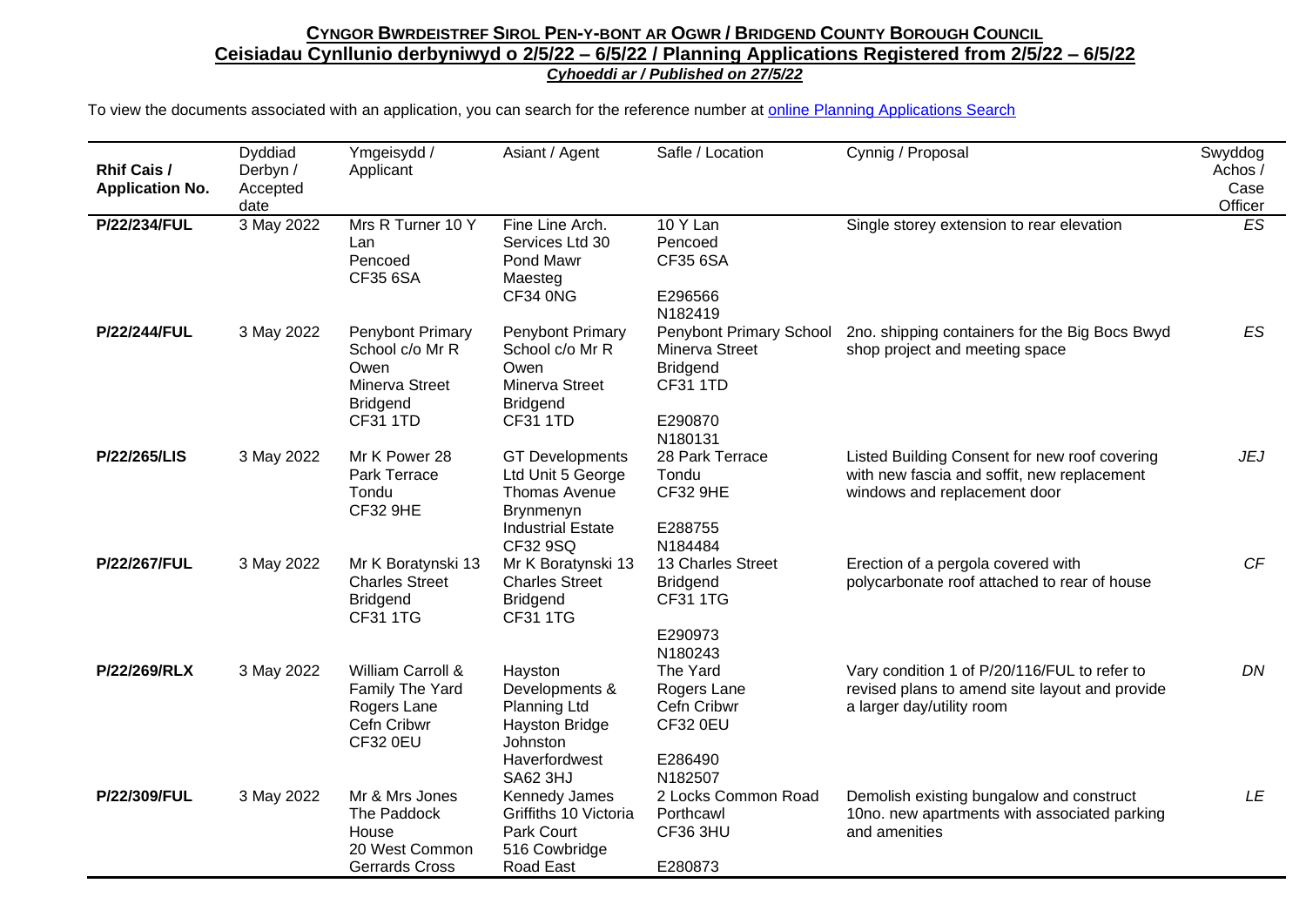**CYNGOR BWRDEISTREF SIROL PEN-Y-BONT AR OGWR / BRIDGEND COUNTY BOROUGH COUNCIL**

**Ceisiadau Cynllunio derbyniwyd o 2/5/22 – 6/5/22 / Planning Applications Registered from 2/5/22 – 6/5/22**

***Cyhoeddi ar / Published on 27/5/22***

To view the documents associated with an application, you can search for the reference number at [online Planning Applications Search]

| Rhif Cais / Application No. | Dyddiad Derbyn / Accepted date | Ymgeisydd / Applicant | Asiant / Agent | Safle / Location | Cynnig / Proposal | Swyddog Achos / Case Officer |
|---|---|---|---|---|---|---|
| **P/22/234/FUL** | 3 May 2022 | Mrs R Turner 10 Y Lan Pencoed CF35 6SA | Fine Line Arch. Services Ltd 30 Pond Mawr Maesteg CF34 0NG | 10 Y Lan Pencoed CF35 6SA E296566 N182419 | Single storey extension to rear elevation | *ES* |
| **P/22/244/FUL** | 3 May 2022 | Penybont Primary School c/o Mr R Owen Minerva Street Bridgend CF31 1TD | Penybont Primary School c/o Mr R Owen Minerva Street Bridgend CF31 1TD | Penybont Primary School Minerva Street Bridgend CF31 1TD E290870 N180131 | 2no. shipping containers for the Big Bocs Bwyd shop project and meeting space | *ES* |
| **P/22/265/LIS** | 3 May 2022 | Mr K Power 28 Park Terrace Tondu CF32 9HE | GT Developments Ltd Unit 5 George Thomas Avenue Brynmenyn Industrial Estate CF32 9SQ | 28 Park Terrace Tondu CF32 9HE E288755 N184484 | Listed Building Consent for new roof covering with new fascia and soffit, new replacement windows and replacement door | *JEJ* |
| **P/22/267/FUL** | 3 May 2022 | Mr K Boratynski 13 Charles Street Bridgend CF31 1TG | Mr K Boratynski 13 Charles Street Bridgend CF31 1TG | 13 Charles Street Bridgend CF31 1TG E290973 N180243 | Erection of a pergola covered with polycarbonate roof attached to rear of house | *CF* |
| **P/22/269/RLX** | 3 May 2022 | William Carroll & Family The Yard Rogers Lane Cefn Cribwr CF32 0EU | Hayston Developments & Planning Ltd Hayston Bridge Johnston Haverfordwest SA62 3HJ | The Yard Rogers Lane Cefn Cribwr CF32 0EU E286490 N182507 | Vary condition 1 of P/20/116/FUL to refer to revised plans to amend site layout and provide a larger day/utility room | *DN* |
| **P/22/309/FUL** | 3 May 2022 | Mr & Mrs Jones The Paddock House 20 West Common Gerrards Cross | Kennedy James Griffiths 10 Victoria Park Court 516 Cowbridge Road East | 2 Locks Common Road Porthcawl CF36 3HU E280873 | Demolish existing bungalow and construct 10no. new apartments with associated parking and amenities | *LE* |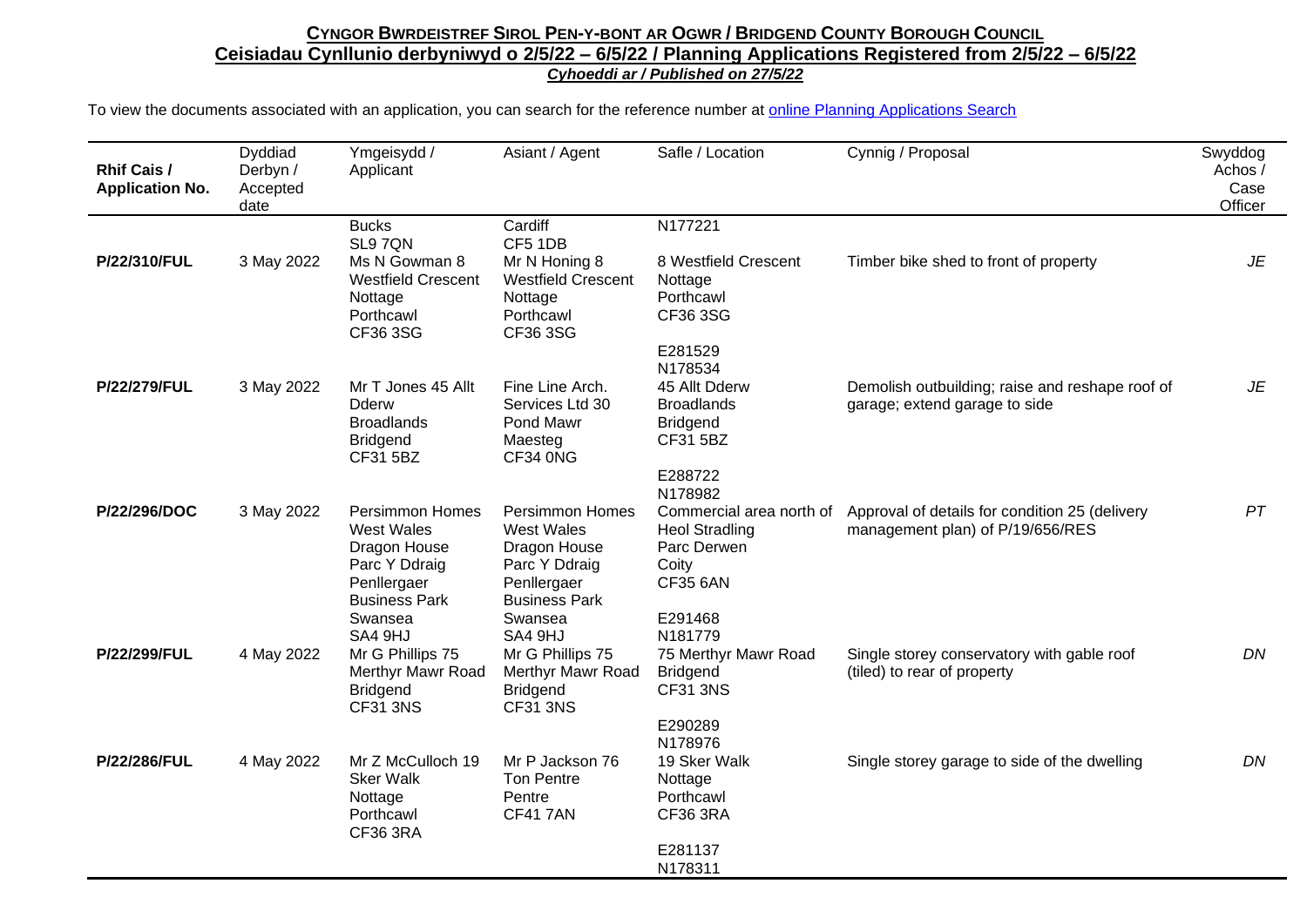**CYNGOR BWRDEISTREF SIROL PEN-Y-BONT AR OGWR / BRIDGEND COUNTY BOROUGH COUNCIL**
**Ceisiadau Cynllunio derbyniwyd o 2/5/22 – 6/5/22 / Planning Applications Registered from 2/5/22 – 6/5/22**
***Cyhoeddi ar / Published on 27/5/22***

To view the documents associated with an application, you can search for the reference number at online Planning Applications Search

| Rhif Cais / Application No. | Dyddiad Derbyn / Accepted date | Ymgeisydd / Applicant | Asiant / Agent | Safle / Location | Cynnig / Proposal | Swyddog Achos / Case Officer |
|---|---|---|---|---|---|---|
| | | Bucks SL9 7QN | Cardiff CF5 1DB | N177221 | | |
| **P/22/310/FUL** | 3 May 2022 | Ms N Gowman 8 Westfield Crescent Nottage Porthcawl CF36 3SG | Mr N Honing 8 Westfield Crescent Nottage Porthcawl CF36 3SG | 8 Westfield Crescent Nottage Porthcawl CF36 3SG E281529 N178534 | Timber bike shed to front of property | *JE* |
| **P/22/279/FUL** | 3 May 2022 | Mr T Jones 45 Allt Dderw Broadlands Bridgend CF31 5BZ | Fine Line Arch. Services Ltd 30 Pond Mawr Maesteg CF34 0NG | 45 Allt Dderw Broadlands Bridgend CF31 5BZ E288722 N178982 | Demolish outbuilding; raise and reshape roof of garage; extend garage to side | *JE* |
| **P/22/296/DOC** | 3 May 2022 | Persimmon Homes West Wales Dragon House Parc Y Ddraig Penllergaer Business Park Swansea SA4 9HJ | Persimmon Homes West Wales Dragon House Parc Y Ddraig Penllergaer Business Park Swansea SA4 9HJ | Commercial area north of Heol Stradling Parc Derwen Coity CF35 6AN E291468 N181779 | Approval of details for condition 25 (delivery management plan) of P/19/656/RES | *PT* |
| **P/22/299/FUL** | 4 May 2022 | Mr G Phillips 75 Merthyr Mawr Road Bridgend CF31 3NS | Mr G Phillips 75 Merthyr Mawr Road Bridgend CF31 3NS | 75 Merthyr Mawr Road Bridgend CF31 3NS E290289 N178976 | Single storey conservatory with gable roof (tiled) to rear of property | *DN* |
| **P/22/286/FUL** | 4 May 2022 | Mr Z McCulloch 19 Sker Walk Nottage Porthcawl CF36 3RA | Mr P Jackson 76 Ton Pentre Pentre CF41 7AN | 19 Sker Walk Nottage Porthcawl CF36 3RA E281137 N178311 | Single storey garage to side of the dwelling | *DN* |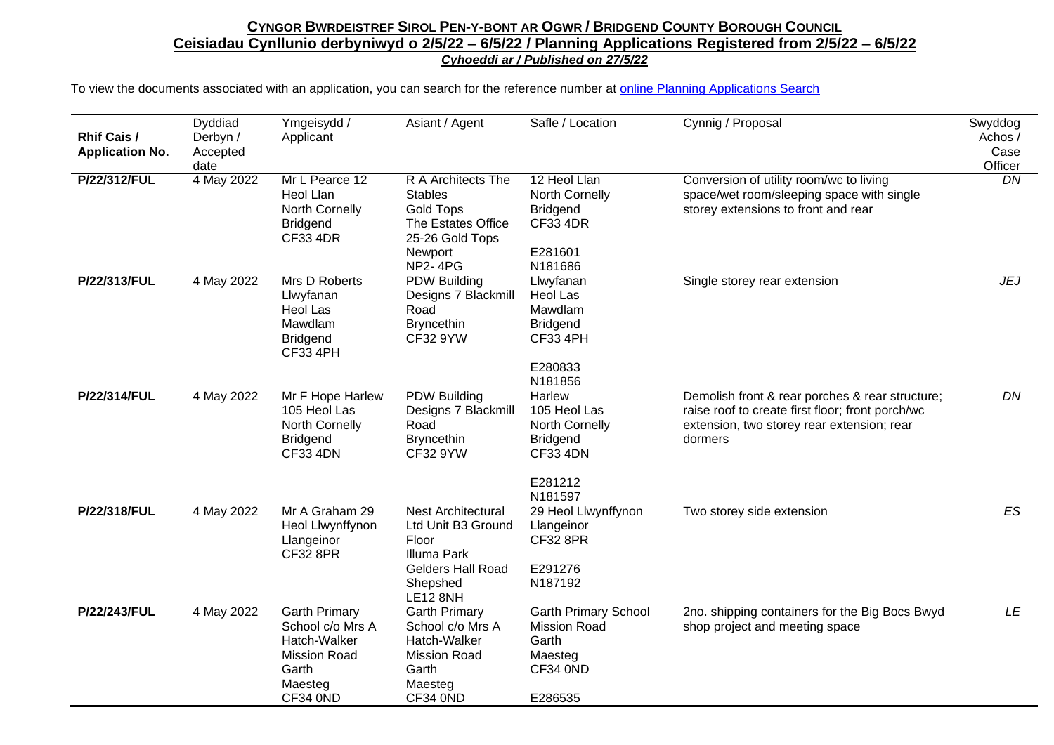**CYNGOR BWRDEISTREF SIROL PEN-Y-BONT AR OGWR / BRIDGEND COUNTY BOROUGH COUNCIL**

**Ceisiadau Cynllunio derbyniwyd o 2/5/22 – 6/5/22 / Planning Applications Registered from 2/5/22 – 6/5/22**

***Cyhoeddi ar / Published on 27/5/22***

To view the documents associated with an application, you can search for the reference number at online Planning Applications Search

| Rhif Cais / Application No. | Dyddiad Derbyn / Accepted date | Ymgeisydd / Applicant | Asiant / Agent | Safle / Location | Cynnig / Proposal | Swyddog Achos / Case Officer |
|---|---|---|---|---|---|---|
| **P/22/312/FUL** | 4 May 2022 | Mr L Pearce 12 Heol Llan North Cornelly Bridgend CF33 4DR | R A Architects The Stables Gold Tops The Estates Office 25-26 Gold Tops Newport NP2- 4PG | 12 Heol Llan North Cornelly Bridgend CF33 4DR E281601 N181686 | Conversion of utility room/wc to living space/wet room/sleeping space with single storey extensions to front and rear | *DN* |
| **P/22/313/FUL** | 4 May 2022 | Mrs D Roberts Llwyfanan Heol Las Mawdlam Bridgend CF33 4PH | PDW Building Designs 7 Blackmill Road Bryncethin CF32 9YW | Llwyfanan Heol Las Mawdlam Bridgend CF33 4PH E280833 N181856 | Single storey rear extension | *JEJ* |
| **P/22/314/FUL** | 4 May 2022 | Mr F Hope Harlew 105 Heol Las North Cornelly Bridgend CF33 4DN | PDW Building Designs 7 Blackmill Road Bryncethin CF32 9YW | Harlew 105 Heol Las North Cornelly Bridgend CF33 4DN E281212 N181597 | Demolish front & rear porches & rear structure; raise roof to create first floor; front porch/wc extension, two storey rear extension; rear dormers | *DN* |
| **P/22/318/FUL** | 4 May 2022 | Mr A Graham 29 Heol Llwynffynon Llangeinor CF32 8PR | Nest Architectural Ltd Unit B3 Ground Floor Illuma Park Gelders Hall Road Shepshed LE12 8NH | 29 Heol Llwynffynon Llangeinor CF32 8PR E291276 N187192 | Two storey side extension | *ES* |
| **P/22/243/FUL** | 4 May 2022 | Garth Primary School c/o Mrs A Hatch-Walker Mission Road Garth Maesteg CF34 0ND | Garth Primary School c/o Mrs A Hatch-Walker Mission Road Garth Maesteg CF34 0ND | Garth Primary School Mission Road Garth Maesteg CF34 0ND E286535 | 2no. shipping containers for the Big Bocs Bwyd shop project and meeting space | *LE* |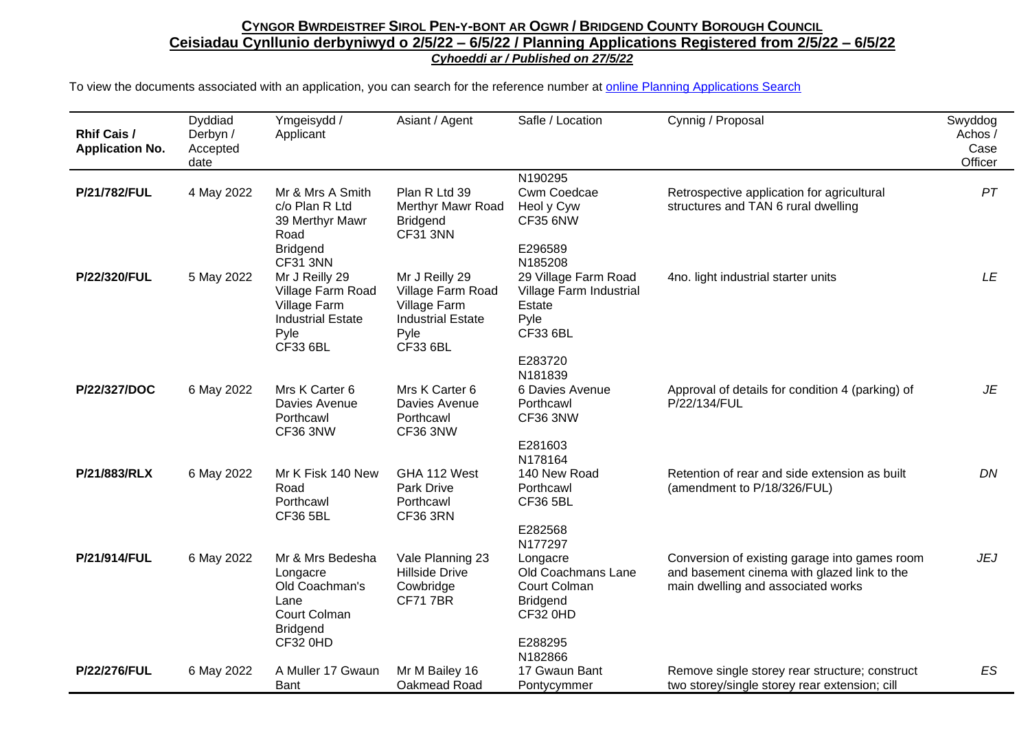**Cyngor Bwrdeistref Sirol Pen-y-bont ar Ogwr / Bridgend County Borough Council**

**Ceisiadau Cynllunio derbyniwyd o 2/5/22 – 6/5/22 / Planning Applications Registered from 2/5/22 – 6/5/22**

***Cyhoeddi ar / Published on 27/5/22***

To view the documents associated with an application, you can search for the reference number at online Planning Applications Search

| Rhif Cais / Application No. | Dyddiad Derbyn / Accepted date | Ymgeisydd / Applicant | Asiant / Agent | Safle / Location | Cynnig / Proposal | Swyddog Achos / Case Officer |
|---|---|---|---|---|---|---|
| **P/21/782/FUL** | 4 May 2022 | Mr & Mrs A Smith c/o Plan R Ltd 39 Merthyr Mawr Road Bridgend CF31 3NN | Plan R Ltd 39 Merthyr Mawr Road Bridgend CF31 3NN | N190295 Cwm Coedcae Heol y Cyw CF35 6NW E296589 | Retrospective application for agricultural structures and TAN 6 rural dwelling | *PT* |
| **P/22/320/FUL** | 5 May 2022 | Mr J Reilly 29 Village Farm Road Village Farm Industrial Estate Pyle CF33 6BL | Mr J Reilly 29 Village Farm Road Village Farm Industrial Estate Pyle CF33 6BL | N185208 29 Village Farm Road Village Farm Industrial Estate Pyle CF33 6BL E283720 | 4no. light industrial starter units | *LE* |
| **P/22/327/DOC** | 6 May 2022 | Mrs K Carter 6 Davies Avenue Porthcawl CF36 3NW | Mrs K Carter 6 Davies Avenue Porthcawl CF36 3NW | N181839 6 Davies Avenue Porthcawl CF36 3NW E281603 | Approval of details for condition 4 (parking) of P/22/134/FUL | *JE* |
| **P/21/883/RLX** | 6 May 2022 | Mr K Fisk 140 New Road Porthcawl CF36 5BL | GHA 112 West Park Drive Porthcawl CF36 3RN | N178164 140 New Road Porthcawl CF36 5BL E282568 | Retention of rear and side extension as built (amendment to P/18/326/FUL) | *DN* |
| **P/21/914/FUL** | 6 May 2022 | Mr & Mrs Bedesha Longacre Old Coachman's Lane Court Colman Bridgend CF32 0HD | Vale Planning 23 Hillside Drive Cowbridge CF71 7BR | N177297 Longacre Old Coachmans Lane Court Colman Bridgend CF32 0HD E288295 | Conversion of existing garage into games room and basement cinema with glazed link to the main dwelling and associated works | *JEJ* |
| **P/22/276/FUL** | 6 May 2022 | A Muller 17 Gwaun Bant | Mr M Bailey 16 Oakmead Road | N182866 17 Gwaun Bant Pontycymmer | Remove single storey rear structure; construct two storey/single storey rear extension; cill | *ES* |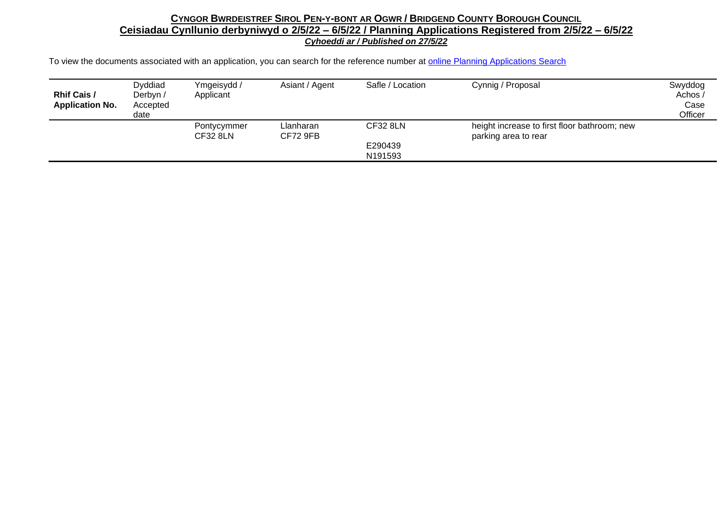## Cyngor Bwrdeistref Sirol Pen-y-bont ar Ogwr / Bridgend County Borough Council

**Ceisiadau Cynllunio derbyniwyd o 2/5/22 – 6/5/22 / Planning Applications Registered from 2/5/22 – 6/5/22**

***Cyhoeddi ar / Published on 27/5/22***

To view the documents associated with an application, you can search for the reference number at [online Planning Applications Search]()

| **Rhif Cais / Application No.** | Dyddiad Derbyn / Accepted date | Ymgeisydd / Applicant | Asiant / Agent | Safle / Location | Cynnig / Proposal | Swyddog Achos / Case Officer |
|---|---|---|---|---|---|---|
| | | Pontycymmer CF32 8LN | Llanharan CF72 9FB | CF32 8LN<br>E290439<br>N191593 | height increase to first floor bathroom; new parking area to rear | |